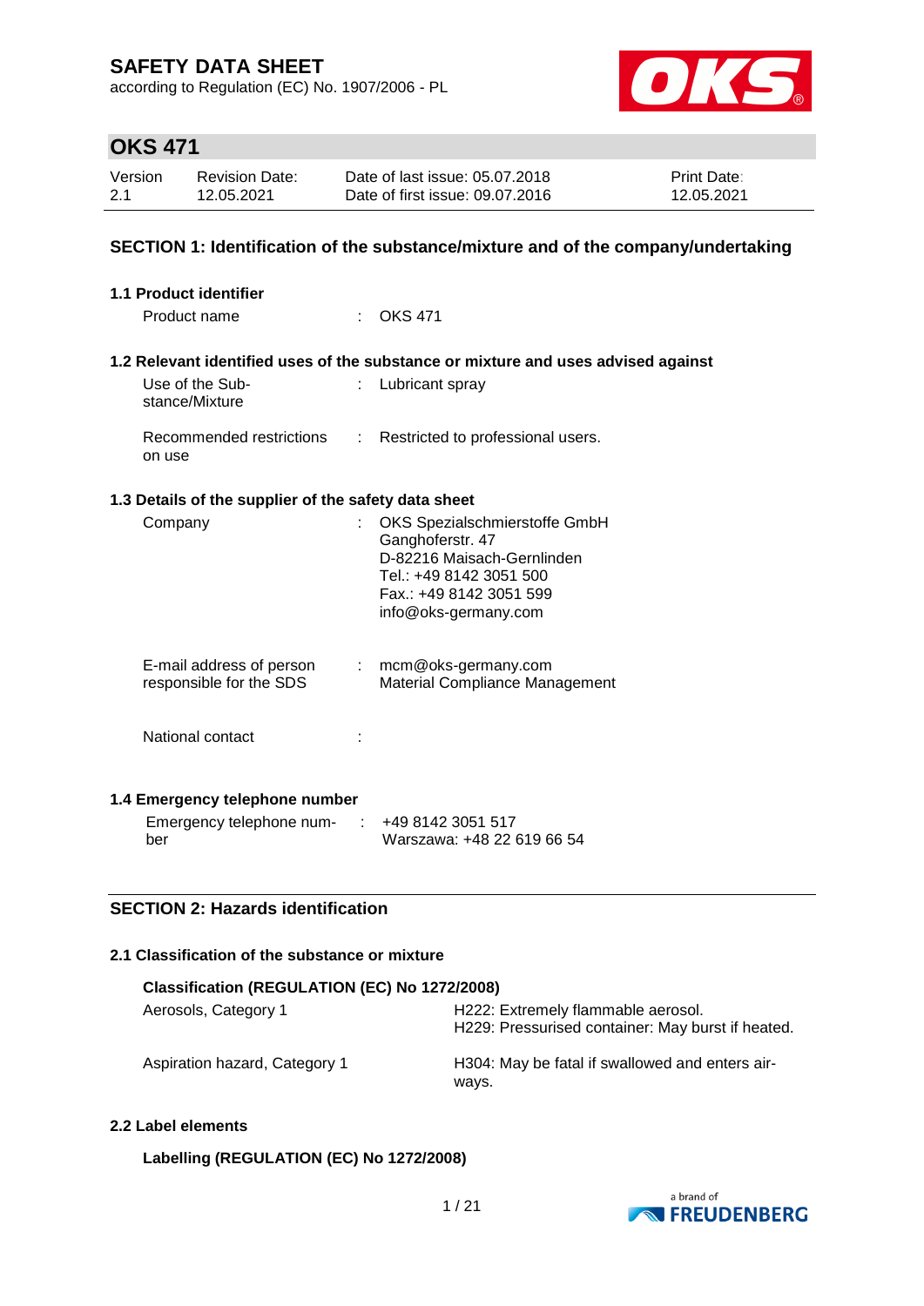# SAFETY DATA SHEET

according to Regulation (EC) No. 1907/2006 - PL

## OKS 471

| Version | Revision Date: | Date of last issue: 05.07.2018 | Print Date: |
|---|---|---|---|
| 2.1 | 12.05.2021 | Date of first issue: 09.07.2016 | 12.05.2021 |

## SECTION 1: Identification of the substance/mixture and of the company/undertaking

### 1.1 Product identifier

Product name : OKS 471

### 1.2 Relevant identified uses of the substance or mixture and uses advised against

Use of the Substance/Mixture : Lubricant spray

Recommended restrictions on use : Restricted to professional users.

### 1.3 Details of the supplier of the safety data sheet

Company : OKS Spezialschmierstoffe GmbH
Ganghoferstr. 47
D-82216 Maisach-Gernlinden
Tel.: +49 8142 3051 500
Fax.: +49 8142 3051 599
info@oks-germany.com

E-mail address of person responsible for the SDS : mcm@oks-germany.com
Material Compliance Management

National contact :

### 1.4 Emergency telephone number

Emergency telephone number : +49 8142 3051 517
Warszawa: +48 22 619 66 54

## SECTION 2: Hazards identification

### 2.1 Classification of the substance or mixture

**Classification (REGULATION (EC) No 1272/2008)**

| | |
|---|---|
| Aerosols, Category 1 | H222: Extremely flammable aerosol.<br>H229: Pressurised container: May burst if heated. |
| Aspiration hazard, Category 1 | H304: May be fatal if swallowed and enters airways. |

### 2.2 Label elements

**Labelling (REGULATION (EC) No 1272/2008)**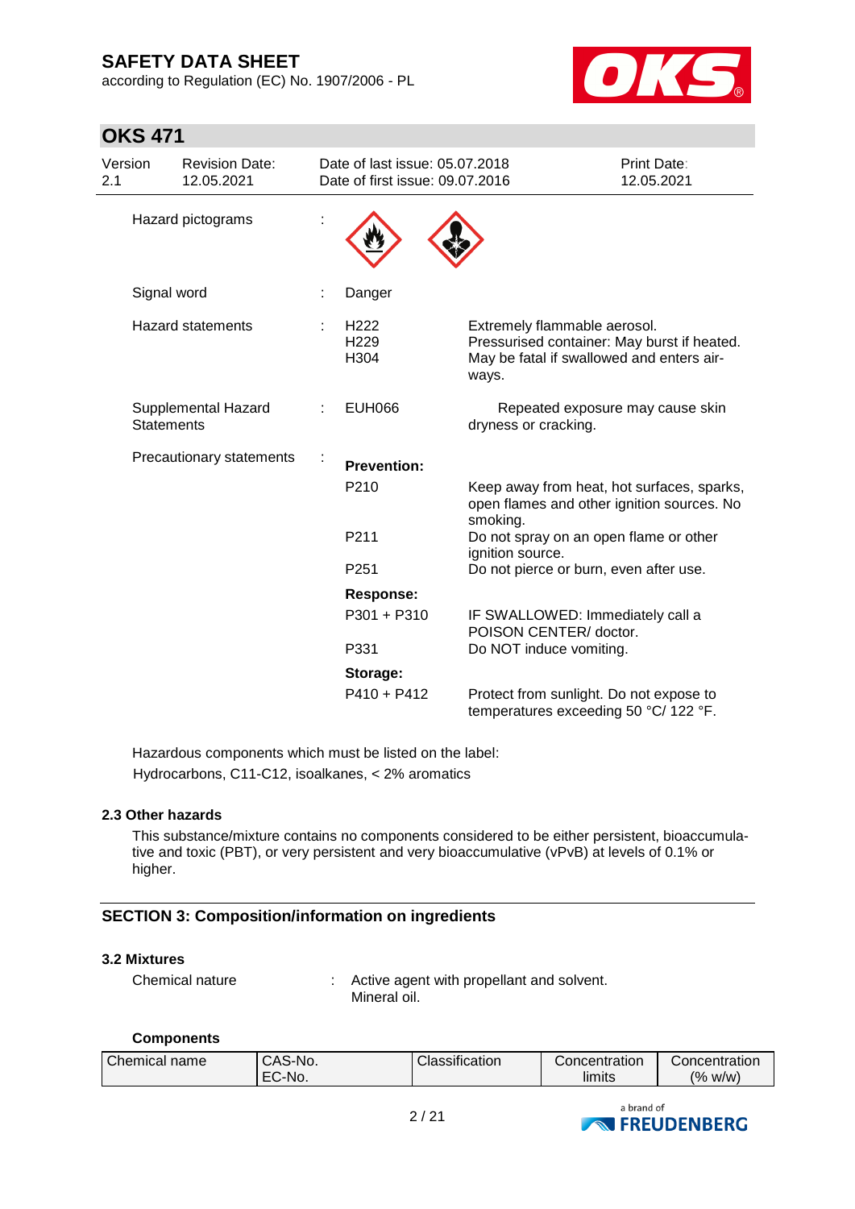Hazard pictograms :

Signal word : Danger

| | | |
|---|---|---|
| Hazard statements | H222 | Extremely flammable aerosol. |
| | H229 | Pressurised container: May burst if heated. |
| | H304 | May be fatal if swallowed and enters airways. |
| Supplemental Hazard Statements | EUH066 | Repeated exposure may cause skin dryness or cracking. |
| Precautionary statements | **Prevention:** | |
| | P210 | Keep away from heat, hot surfaces, sparks, open flames and other ignition sources. No smoking. |
| | P211 | Do not spray on an open flame or other ignition source. |
| | P251 | Do not pierce or burn, even after use. |
| | **Response:** | |
| | P301 + P310 | IF SWALLOWED: Immediately call a POISON CENTER/ doctor. |
| | P331 | Do NOT induce vomiting. |
| | **Storage:** | |
| | P410 + P412 | Protect from sunlight. Do not expose to temperatures exceeding 50 °C/ 122 °F. |

Hazardous components which must be listed on the label:
Hydrocarbons, C11-C12, isoalkanes, < 2% aromatics

### 2.3 Other hazards

This substance/mixture contains no components considered to be either persistent, bioaccumulative and toxic (PBT), or very persistent and very bioaccumulative (vPvB) at levels of 0.1% or higher.

## SECTION 3: Composition/information on ingredients

### 3.2 Mixtures

Chemical nature : Active agent with propellant and solvent.
Mineral oil.

**Components**

| Chemical name | CAS-No.<br>EC-No. | Classification | Concentration limits | Concentration (% w/w) |
|---|---|---|---|---|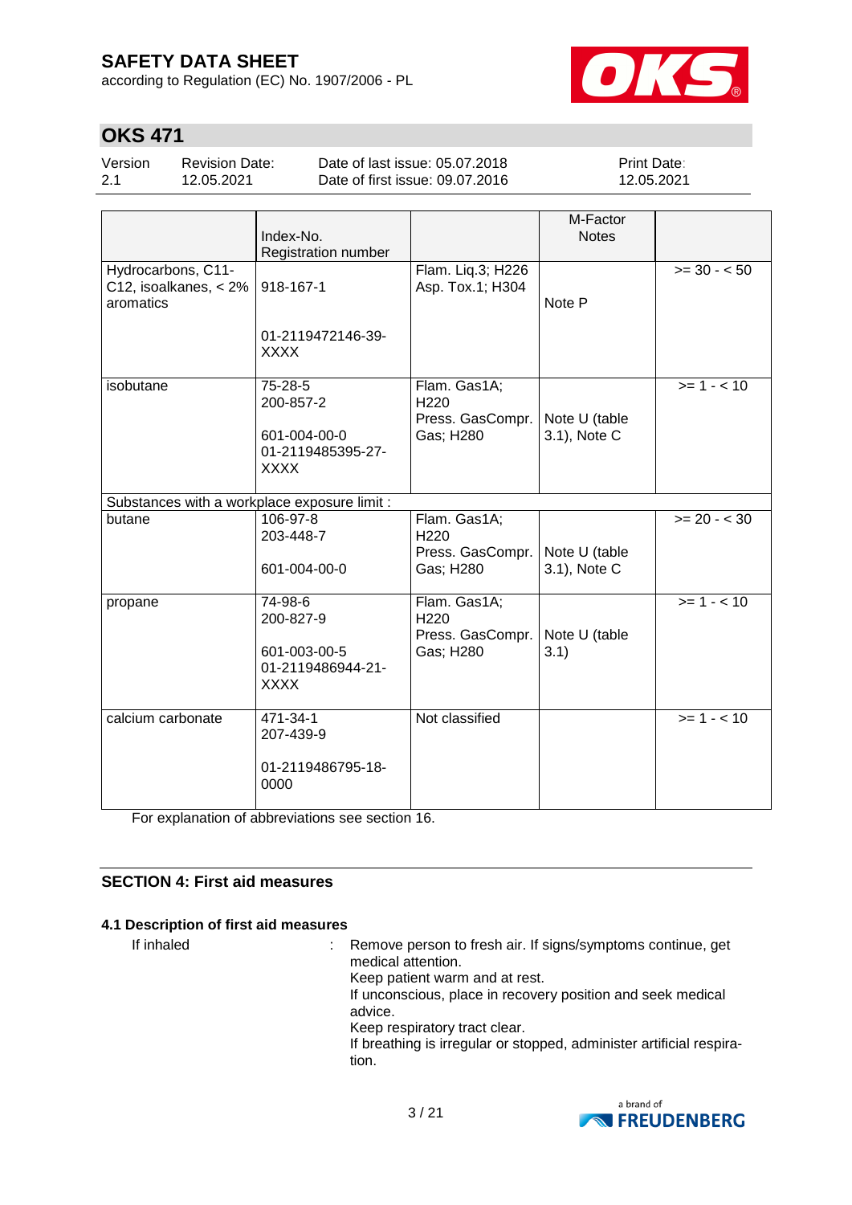# SAFETY DATA SHEET

according to Regulation (EC) No. 1907/2006 - PL

## OKS 471

| Version | Revision Date: | Date of last issue: 05.07.2018 | Print Date: |
|---|---|---|---|
| 2.1 | 12.05.2021 | Date of first issue: 09.07.2016 | 12.05.2021 |

| | Index-No.<br>Registration number | | M-Factor<br>Notes | |
|---|---|---|---|---|
| Hydrocarbons, C11-C12, isoalkanes, < 2% aromatics | 918-167-1<br><br>01-2119472146-39-XXXX | Flam. Liq.3; H226<br>Asp. Tox.1; H304 | Note P | >= 30 - < 50 |
| isobutane | 75-28-5<br>200-857-2<br><br>601-004-00-0<br>01-2119485395-27-XXXX | Flam. Gas1A; H220<br>Press. GasCompr. Gas; H280 | Note U (table 3.1), Note C | >= 1 - < 10 |
| Substances with a workplace exposure limit : | | | | |
| butane | 106-97-8<br>203-448-7<br><br>601-004-00-0 | Flam. Gas1A; H220<br>Press. GasCompr. Gas; H280 | Note U (table 3.1), Note C | >= 20 - < 30 |
| propane | 74-98-6<br>200-827-9<br><br>601-003-00-5<br>01-2119486944-21-XXXX | Flam. Gas1A; H220<br>Press. GasCompr. Gas; H280 | Note U (table 3.1) | >= 1 - < 10 |
| calcium carbonate | 471-34-1<br>207-439-9<br><br>01-2119486795-18-0000 | Not classified | | >= 1 - < 10 |

For explanation of abbreviations see section 16.

## SECTION 4: First aid measures

### 4.1 Description of first aid measures

If inhaled : Remove person to fresh air. If signs/symptoms continue, get medical attention.
Keep patient warm and at rest.
If unconscious, place in recovery position and seek medical advice.
Keep respiratory tract clear.
If breathing is irregular or stopped, administer artificial respiration.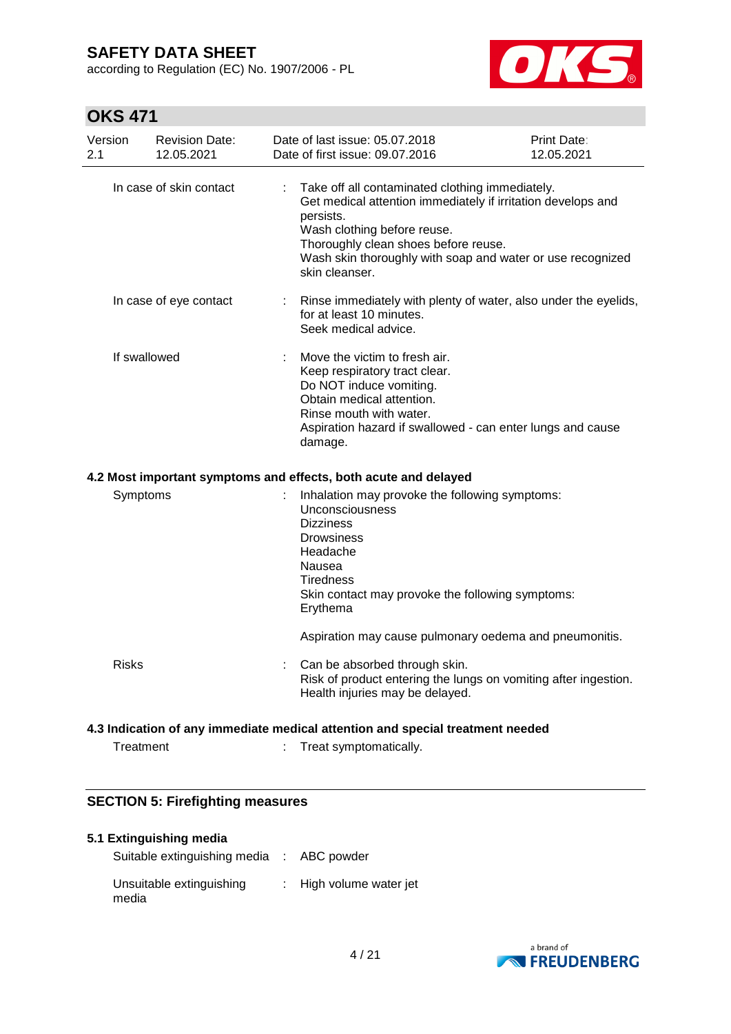| | |
|---|---|
| In case of skin contact | : Take off all contaminated clothing immediately.<br>Get medical attention immediately if irritation develops and persists.<br>Wash clothing before reuse.<br>Thoroughly clean shoes before reuse.<br>Wash skin thoroughly with soap and water or use recognized skin cleanser. |
| In case of eye contact | : Rinse immediately with plenty of water, also under the eyelids, for at least 10 minutes.<br>Seek medical advice. |
| If swallowed | : Move the victim to fresh air.<br>Keep respiratory tract clear.<br>Do NOT induce vomiting.<br>Obtain medical attention.<br>Rinse mouth with water.<br>Aspiration hazard if swallowed - can enter lungs and cause damage. |

### 4.2 Most important symptoms and effects, both acute and delayed

| | |
|---|---|
| Symptoms | : Inhalation may provoke the following symptoms:<br>Unconsciousness<br>Dizziness<br>Drowsiness<br>Headache<br>Nausea<br>Tiredness<br>Skin contact may provoke the following symptoms:<br>Erythema<br><br>Aspiration may cause pulmonary oedema and pneumonitis. |
| Risks | : Can be absorbed through skin.<br>Risk of product entering the lungs on vomiting after ingestion.<br>Health injuries may be delayed. |

### 4.3 Indication of any immediate medical attention and special treatment needed

| | |
|---|---|
| Treatment | : Treat symptomatically. |

## SECTION 5: Firefighting measures

### 5.1 Extinguishing media

| | |
|---|---|
| Suitable extinguishing media | : ABC powder |
| Unsuitable extinguishing media | : High volume water jet |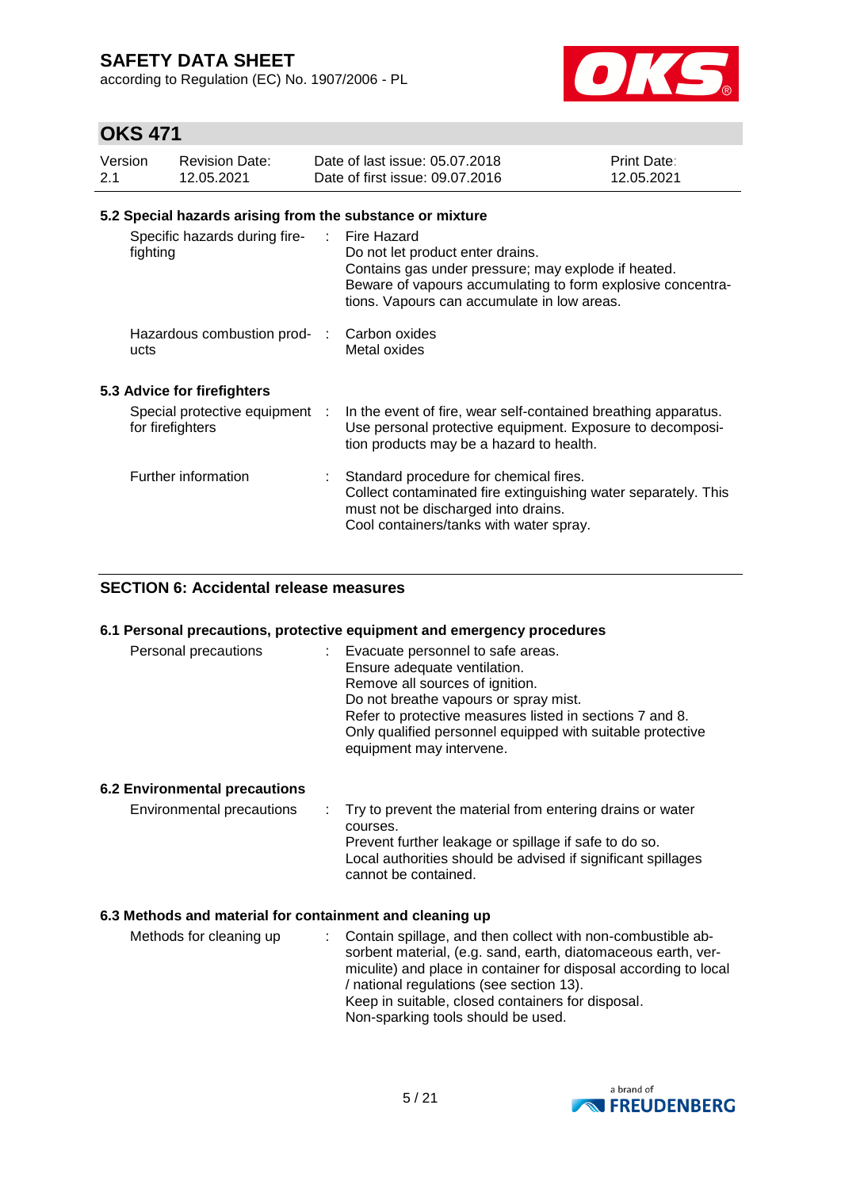### 5.2 Special hazards arising from the substance or mixture

| | |
|---|---|
| Specific hazards during fire-fighting | Fire Hazard<br>Do not let product enter drains.<br>Contains gas under pressure; may explode if heated.<br>Beware of vapours accumulating to form explosive concentrations. Vapours can accumulate in low areas. |
| Hazardous combustion products | Carbon oxides<br>Metal oxides |

### 5.3 Advice for firefighters

| | |
|---|---|
| Special protective equipment for firefighters | In the event of fire, wear self-contained breathing apparatus. Use personal protective equipment. Exposure to decomposition products may be a hazard to health. |
| Further information | Standard procedure for chemical fires.<br>Collect contaminated fire extinguishing water separately. This must not be discharged into drains.<br>Cool containers/tanks with water spray. |

## SECTION 6: Accidental release measures

### 6.1 Personal precautions, protective equipment and emergency procedures

| | |
|---|---|
| Personal precautions | Evacuate personnel to safe areas.<br>Ensure adequate ventilation.<br>Remove all sources of ignition.<br>Do not breathe vapours or spray mist.<br>Refer to protective measures listed in sections 7 and 8.<br>Only qualified personnel equipped with suitable protective equipment may intervene. |

### 6.2 Environmental precautions

| | |
|---|---|
| Environmental precautions | Try to prevent the material from entering drains or water courses.<br>Prevent further leakage or spillage if safe to do so.<br>Local authorities should be advised if significant spillages cannot be contained. |

### 6.3 Methods and material for containment and cleaning up

| | |
|---|---|
| Methods for cleaning up | Contain spillage, and then collect with non-combustible absorbent material, (e.g. sand, earth, diatomaceous earth, vermiculite) and place in container for disposal according to local / national regulations (see section 13).<br>Keep in suitable, closed containers for disposal.<br>Non-sparking tools should be used. |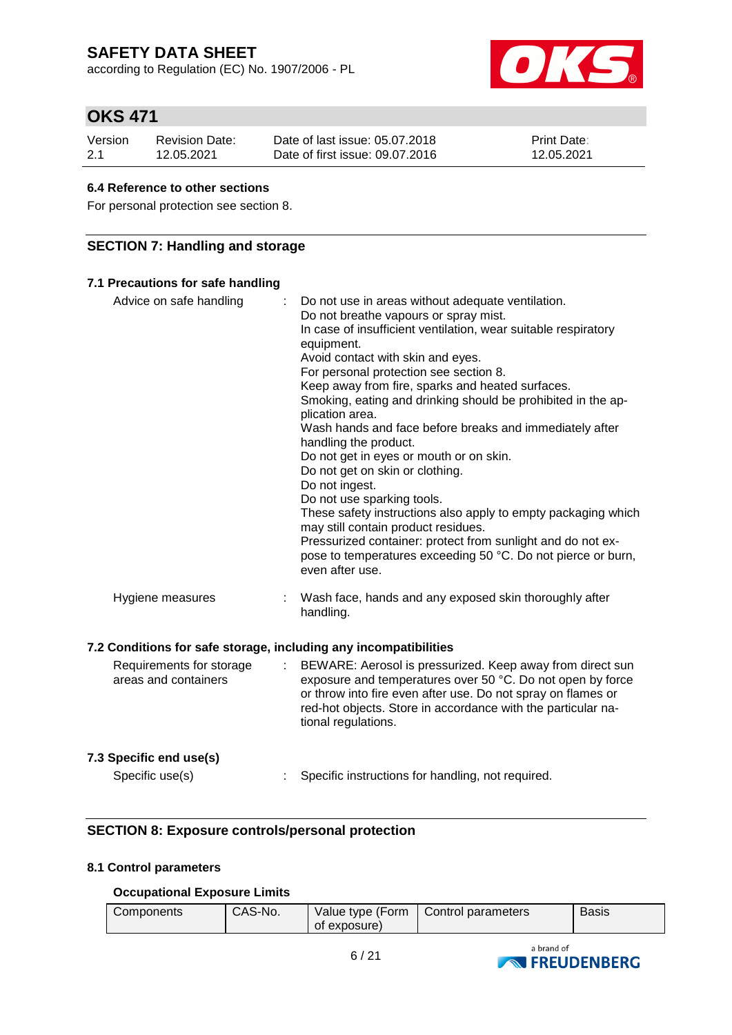### 6.4 Reference to other sections

For personal protection see section 8.

## SECTION 7: Handling and storage

### 7.1 Precautions for safe handling

Advice on safe handling : Do not use in areas without adequate ventilation.
Do not breathe vapours or spray mist.
In case of insufficient ventilation, wear suitable respiratory equipment.
Avoid contact with skin and eyes.
For personal protection see section 8.
Keep away from fire, sparks and heated surfaces.
Smoking, eating and drinking should be prohibited in the application area.
Wash hands and face before breaks and immediately after handling the product.
Do not get in eyes or mouth or on skin.
Do not get on skin or clothing.
Do not ingest.
Do not use sparking tools.
These safety instructions also apply to empty packaging which may still contain product residues.
Pressurized container: protect from sunlight and do not expose to temperatures exceeding 50 °C. Do not pierce or burn, even after use.

Hygiene measures : Wash face, hands and any exposed skin thoroughly after handling.

### 7.2 Conditions for safe storage, including any incompatibilities

Requirements for storage areas and containers : BEWARE: Aerosol is pressurized. Keep away from direct sun exposure and temperatures over 50 °C. Do not open by force or throw into fire even after use. Do not spray on flames or red-hot objects. Store in accordance with the particular national regulations.

### 7.3 Specific end use(s)

Specific use(s) : Specific instructions for handling, not required.

## SECTION 8: Exposure controls/personal protection

### 8.1 Control parameters

**Occupational Exposure Limits**

| Components | CAS-No. | Value type (Form of exposure) | Control parameters | Basis |
|---|---|---|---|---|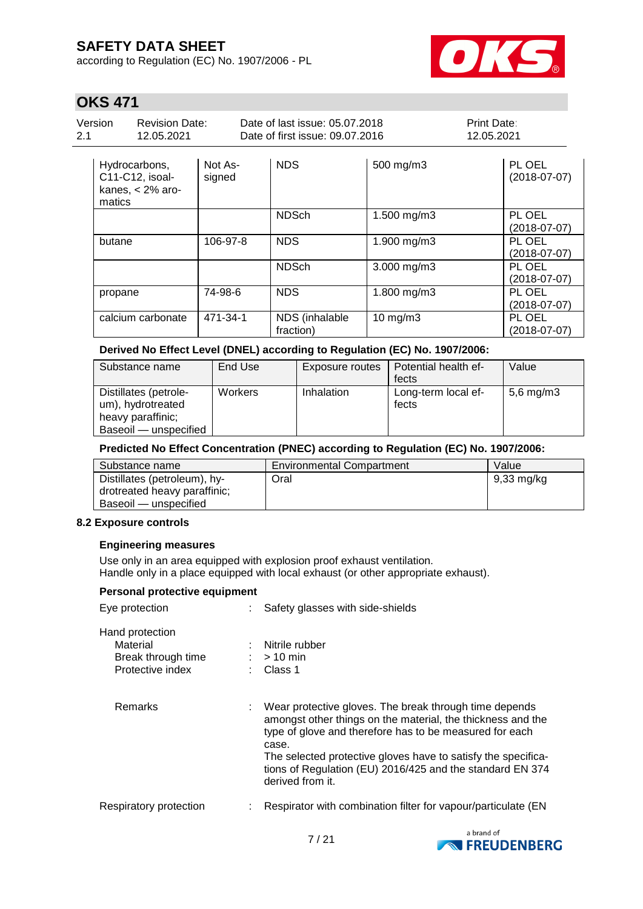| | | | | |
|---|---|---|---|---|
| Hydrocarbons, C11-C12, isoal-kanes, < 2% aro-matics | Not As-signed | NDS | 500 mg/m3 | PL OEL (2018-07-07) |
| | | NDSch | 1.500 mg/m3 | PL OEL (2018-07-07) |
| butane | 106-97-8 | NDS | 1.900 mg/m3 | PL OEL (2018-07-07) |
| | | NDSch | 3.000 mg/m3 | PL OEL (2018-07-07) |
| propane | 74-98-6 | NDS | 1.800 mg/m3 | PL OEL (2018-07-07) |
| calcium carbonate | 471-34-1 | NDS (inhalable fraction) | 10 mg/m3 | PL OEL (2018-07-07) |

**Derived No Effect Level (DNEL) according to Regulation (EC) No. 1907/2006:**

| Substance name | End Use | Exposure routes | Potential health effects | Value |
|---|---|---|---|---|
| Distillates (petroleum), hydrotreated heavy paraffinic; Baseoil — unspecified | Workers | Inhalation | Long-term local effects | 5,6 mg/m3 |

**Predicted No Effect Concentration (PNEC) according to Regulation (EC) No. 1907/2006:**

| Substance name | Environmental Compartment | Value |
|---|---|---|
| Distillates (petroleum), hydrotreated heavy paraffinic; Baseoil — unspecified | Oral | 9,33 mg/kg |

### 8.2 Exposure controls

**Engineering measures**

Use only in an area equipped with explosion proof exhaust ventilation.
Handle only in a place equipped with local exhaust (or other appropriate exhaust).

**Personal protective equipment**

Eye protection : Safety glasses with side-shields

Hand protection
- Material : Nitrile rubber
- Break through time : > 10 min
- Protective index : Class 1

Remarks : Wear protective gloves. The break through time depends amongst other things on the material, the thickness and the type of glove and therefore has to be measured for each case.
The selected protective gloves have to satisfy the specifications of Regulation (EU) 2016/425 and the standard EN 374 derived from it.

Respiratory protection : Respirator with combination filter for vapour/particulate (EN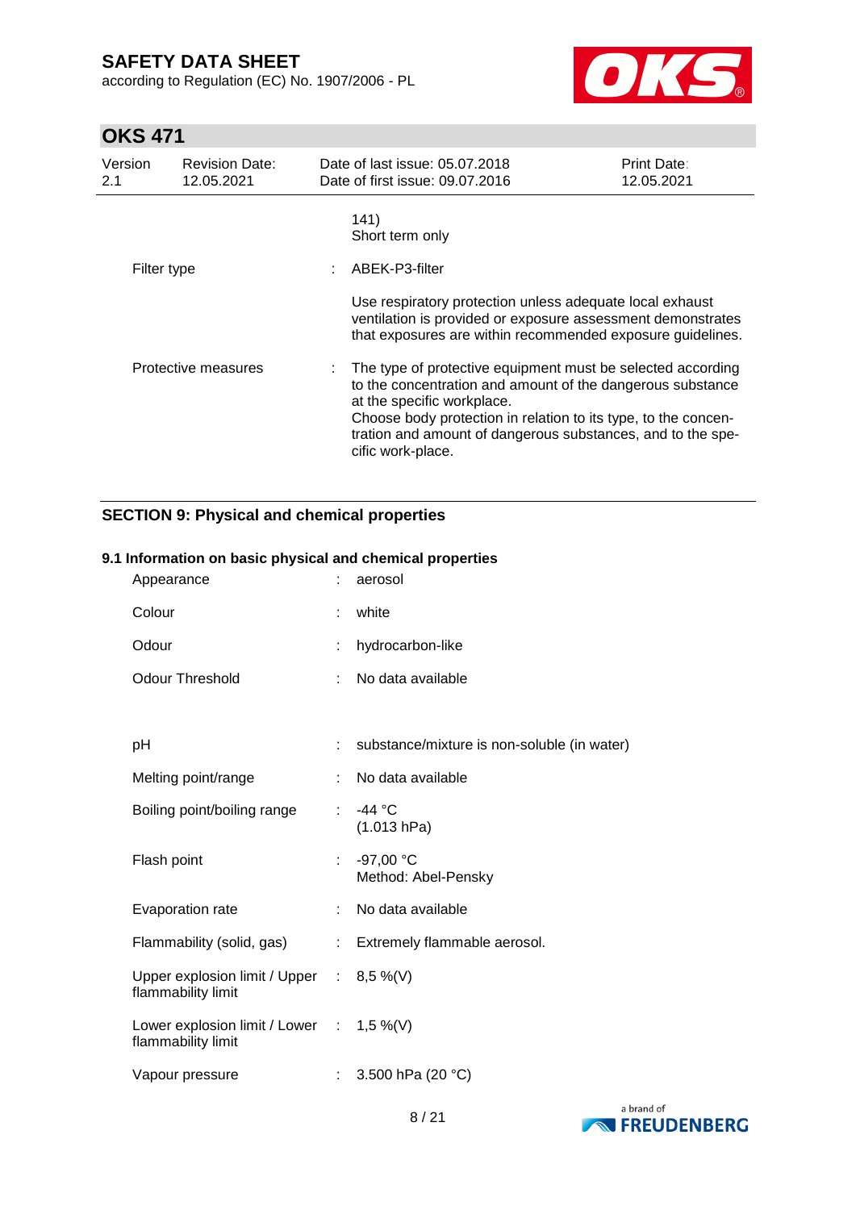141)
Short term only

| | | |
|---|---|---|
| Filter type | : | ABEK-P3-filter |
| | | Use respiratory protection unless adequate local exhaust ventilation is provided or exposure assessment demonstrates that exposures are within recommended exposure guidelines. |
| Protective measures | : | The type of protective equipment must be selected according to the concentration and amount of the dangerous substance at the specific workplace. Choose body protection in relation to its type, to the concentration and amount of dangerous substances, and to the specific work-place. |

## SECTION 9: Physical and chemical properties

### 9.1 Information on basic physical and chemical properties

| | | |
|---|---|---|
| Appearance | : | aerosol |
| Colour | : | white |
| Odour | : | hydrocarbon-like |
| Odour Threshold | : | No data available |
| pH | : | substance/mixture is non-soluble (in water) |
| Melting point/range | : | No data available |
| Boiling point/boiling range | : | -44 °C (1.013 hPa) |
| Flash point | : | -97,00 °C Method: Abel-Pensky |
| Evaporation rate | : | No data available |
| Flammability (solid, gas) | : | Extremely flammable aerosol. |
| Upper explosion limit / Upper flammability limit | : | 8,5 %(V) |
| Lower explosion limit / Lower flammability limit | : | 1,5 %(V) |
| Vapour pressure | : | 3.500 hPa (20 °C) |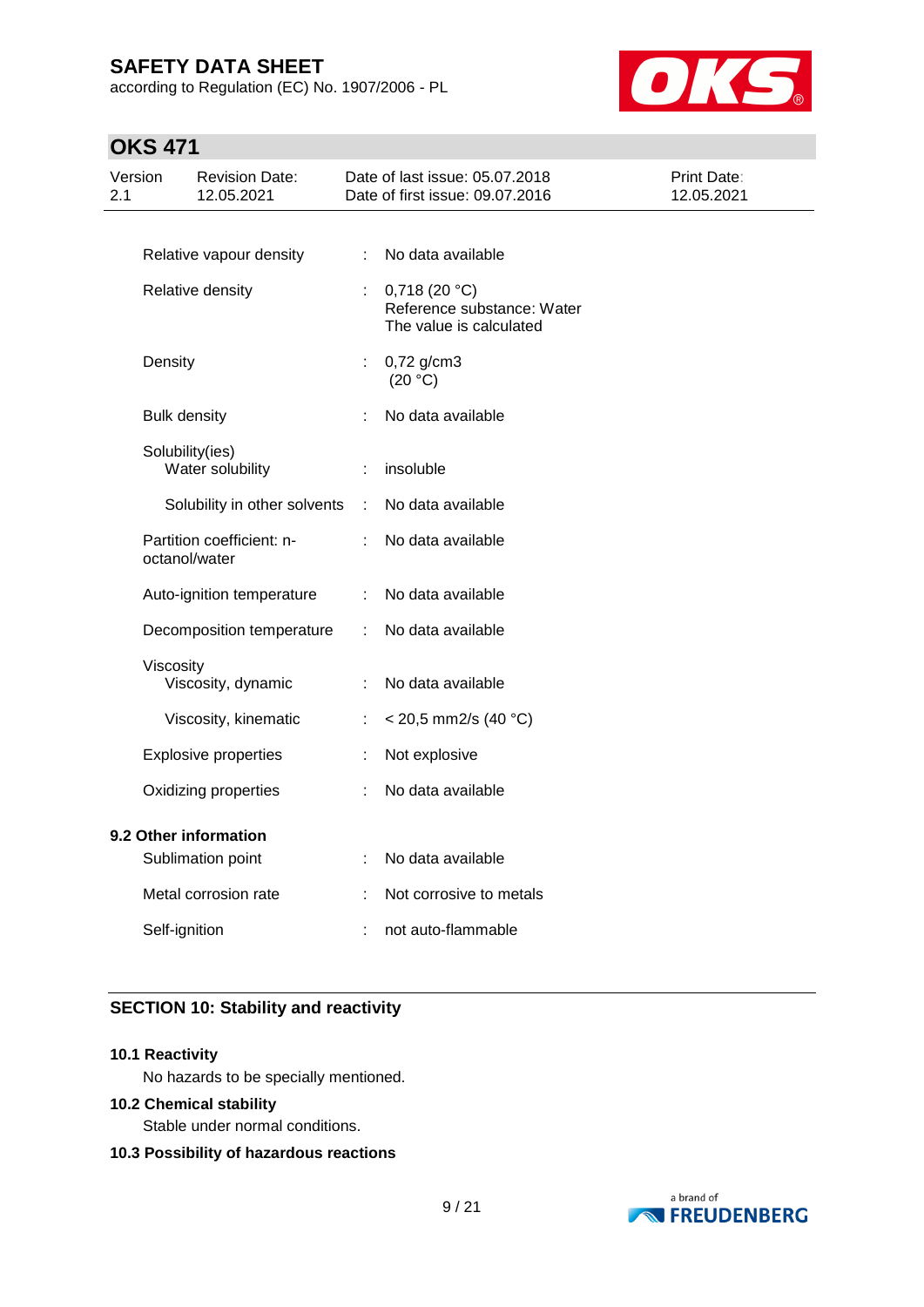| | | |
|---|---|---|
| Relative vapour density | : | No data available |
| Relative density | : | 0,718 (20 °C)<br>Reference substance: Water<br>The value is calculated |
| Density | : | 0,72 g/cm3<br>(20 °C) |
| Bulk density | : | No data available |
| Solubility(ies)<br>Water solubility | : | insoluble |
| Solubility in other solvents | : | No data available |
| Partition coefficient: n-octanol/water | : | No data available |
| Auto-ignition temperature | : | No data available |
| Decomposition temperature | : | No data available |
| Viscosity<br>Viscosity, dynamic | : | No data available |
| Viscosity, kinematic | : | < 20,5 mm2/s (40 °C) |
| Explosive properties | : | Not explosive |
| Oxidizing properties | : | No data available |

**9.2 Other information**

| | | |
|---|---|---|
| Sublimation point | : | No data available |
| Metal corrosion rate | : | Not corrosive to metals |
| Self-ignition | : | not auto-flammable |

## SECTION 10: Stability and reactivity

**10.1 Reactivity**

No hazards to be specially mentioned.

**10.2 Chemical stability**

Stable under normal conditions.

**10.3 Possibility of hazardous reactions**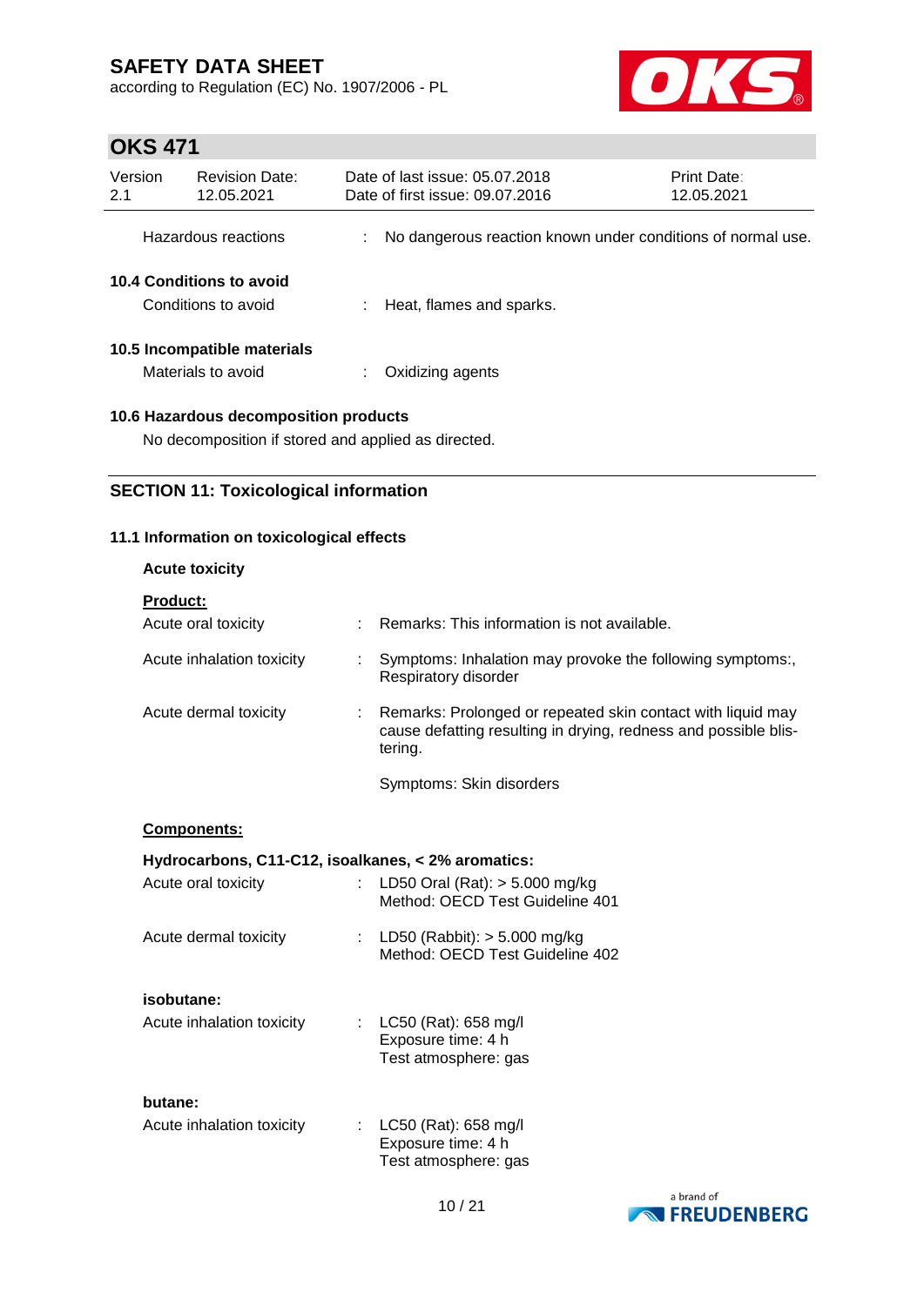Hazardous reactions : No dangerous reaction known under conditions of normal use.

**10.4 Conditions to avoid**

Conditions to avoid : Heat, flames and sparks.

**10.5 Incompatible materials**

Materials to avoid : Oxidizing agents

**10.6 Hazardous decomposition products**

No decomposition if stored and applied as directed.

## SECTION 11: Toxicological information

**11.1 Information on toxicological effects**

**Acute toxicity**

**Product:**

Acute oral toxicity : Remarks: This information is not available.

Acute inhalation toxicity : Symptoms: Inhalation may provoke the following symptoms:, Respiratory disorder

Acute dermal toxicity : Remarks: Prolonged or repeated skin contact with liquid may cause defatting resulting in drying, redness and possible blistering.

Symptoms: Skin disorders

**Components:**

**Hydrocarbons, C11-C12, isoalkanes, < 2% aromatics:**

Acute oral toxicity : LD50 Oral (Rat): > 5.000 mg/kg
Method: OECD Test Guideline 401

Acute dermal toxicity : LD50 (Rabbit): > 5.000 mg/kg
Method: OECD Test Guideline 402

**isobutane:**

Acute inhalation toxicity : LC50 (Rat): 658 mg/l
Exposure time: 4 h
Test atmosphere: gas

**butane:**

Acute inhalation toxicity : LC50 (Rat): 658 mg/l
Exposure time: 4 h
Test atmosphere: gas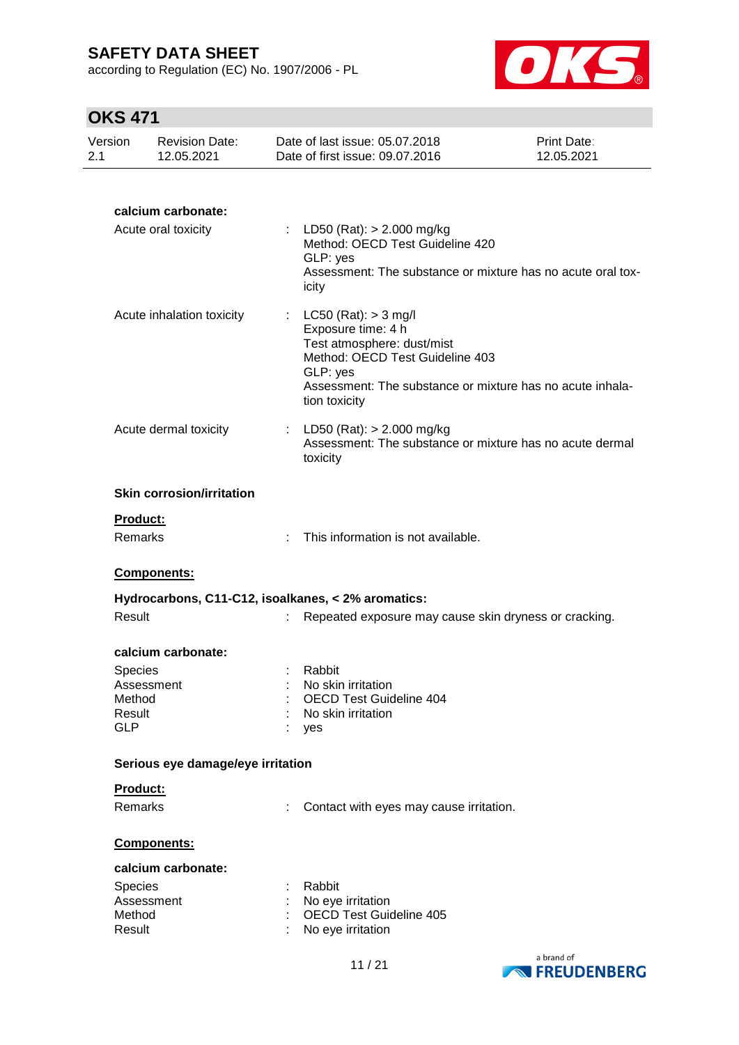**calcium carbonate:**

| | | |
|---|---|---|
| Acute oral toxicity | : | LD50 (Rat): > 2.000 mg/kg<br>Method: OECD Test Guideline 420<br>GLP: yes<br>Assessment: The substance or mixture has no acute oral toxicity |
| Acute inhalation toxicity | : | LC50 (Rat): > 3 mg/l<br>Exposure time: 4 h<br>Test atmosphere: dust/mist<br>Method: OECD Test Guideline 403<br>GLP: yes<br>Assessment: The substance or mixture has no acute inhalation toxicity |
| Acute dermal toxicity | : | LD50 (Rat): > 2.000 mg/kg<br>Assessment: The substance or mixture has no acute dermal toxicity |

**Skin corrosion/irritation**

**Product:**

Remarks : This information is not available.

**Components:**

**Hydrocarbons, C11-C12, isoalkanes, < 2% aromatics:**

Result : Repeated exposure may cause skin dryness or cracking.

**calcium carbonate:**

| | | |
|---|---|---|
| Species | : | Rabbit |
| Assessment | : | No skin irritation |
| Method | : | OECD Test Guideline 404 |
| Result | : | No skin irritation |
| GLP | : | yes |

**Serious eye damage/eye irritation**

**Product:**

Remarks : Contact with eyes may cause irritation.

**Components:**

**calcium carbonate:**

| | | |
|---|---|---|
| Species | : | Rabbit |
| Assessment | : | No eye irritation |
| Method | : | OECD Test Guideline 405 |
| Result | : | No eye irritation |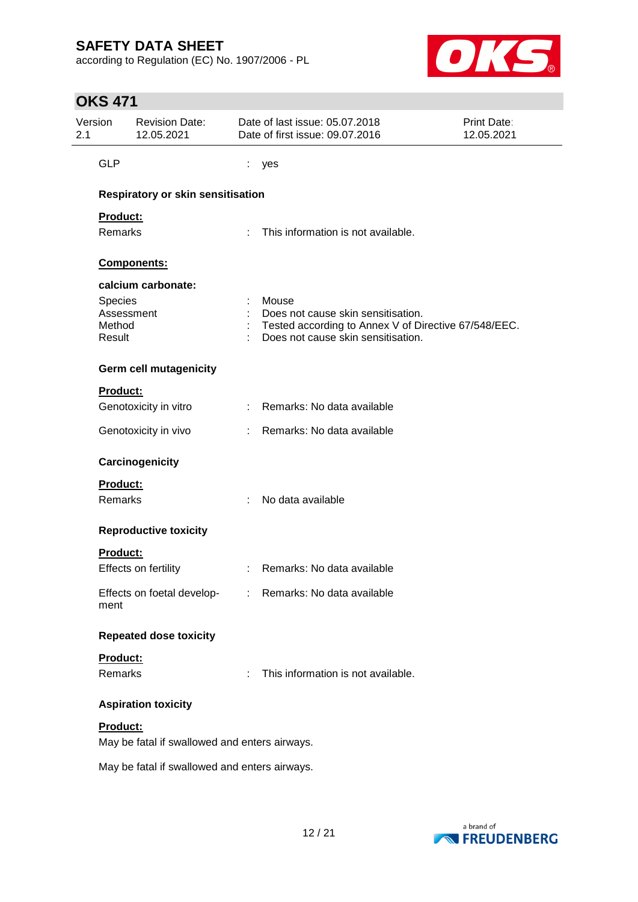GLP : yes

**Respiratory or skin sensitisation**

**Product:**

Remarks : This information is not available.

**Components:**

**calcium carbonate:**

Species : Mouse
Assessment : Does not cause skin sensitisation.
Method : Tested according to Annex V of Directive 67/548/EEC.
Result : Does not cause skin sensitisation.

**Germ cell mutagenicity**

**Product:**

Genotoxicity in vitro : Remarks: No data available

Genotoxicity in vivo : Remarks: No data available

**Carcinogenicity**

**Product:**

Remarks : No data available

**Reproductive toxicity**

**Product:**

Effects on fertility : Remarks: No data available

Effects on foetal development : Remarks: No data available

**Repeated dose toxicity**

**Product:**

Remarks : This information is not available.

**Aspiration toxicity**

**Product:**

May be fatal if swallowed and enters airways.

May be fatal if swallowed and enters airways.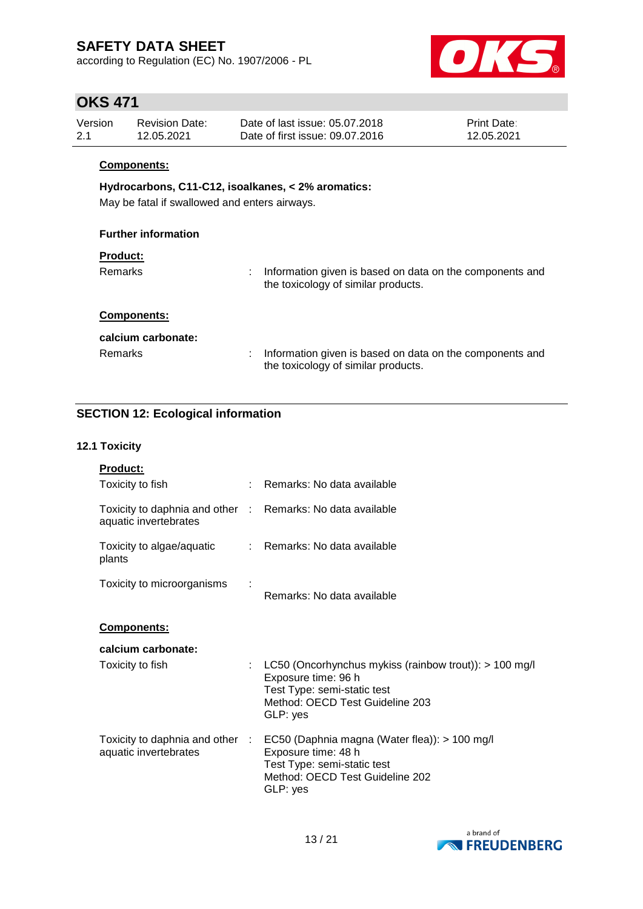**Components:**

**Hydrocarbons, C11-C12, isoalkanes, < 2% aromatics:**

May be fatal if swallowed and enters airways.

**Further information**

**Product:**

Remarks : Information given is based on data on the components and the toxicology of similar products.

**Components:**

**calcium carbonate:**

Remarks : Information given is based on data on the components and the toxicology of similar products.

## SECTION 12: Ecological information

### 12.1 Toxicity

**Product:**

Toxicity to fish : Remarks: No data available

Toxicity to daphnia and other aquatic invertebrates : Remarks: No data available

Toxicity to algae/aquatic plants : Remarks: No data available

Toxicity to microorganisms : Remarks: No data available

**Components:**

**calcium carbonate:**

Toxicity to fish : LC50 (Oncorhynchus mykiss (rainbow trout)): > 100 mg/l
Exposure time: 96 h
Test Type: semi-static test
Method: OECD Test Guideline 203
GLP: yes

Toxicity to daphnia and other aquatic invertebrates : EC50 (Daphnia magna (Water flea)): > 100 mg/l
Exposure time: 48 h
Test Type: semi-static test
Method: OECD Test Guideline 202
GLP: yes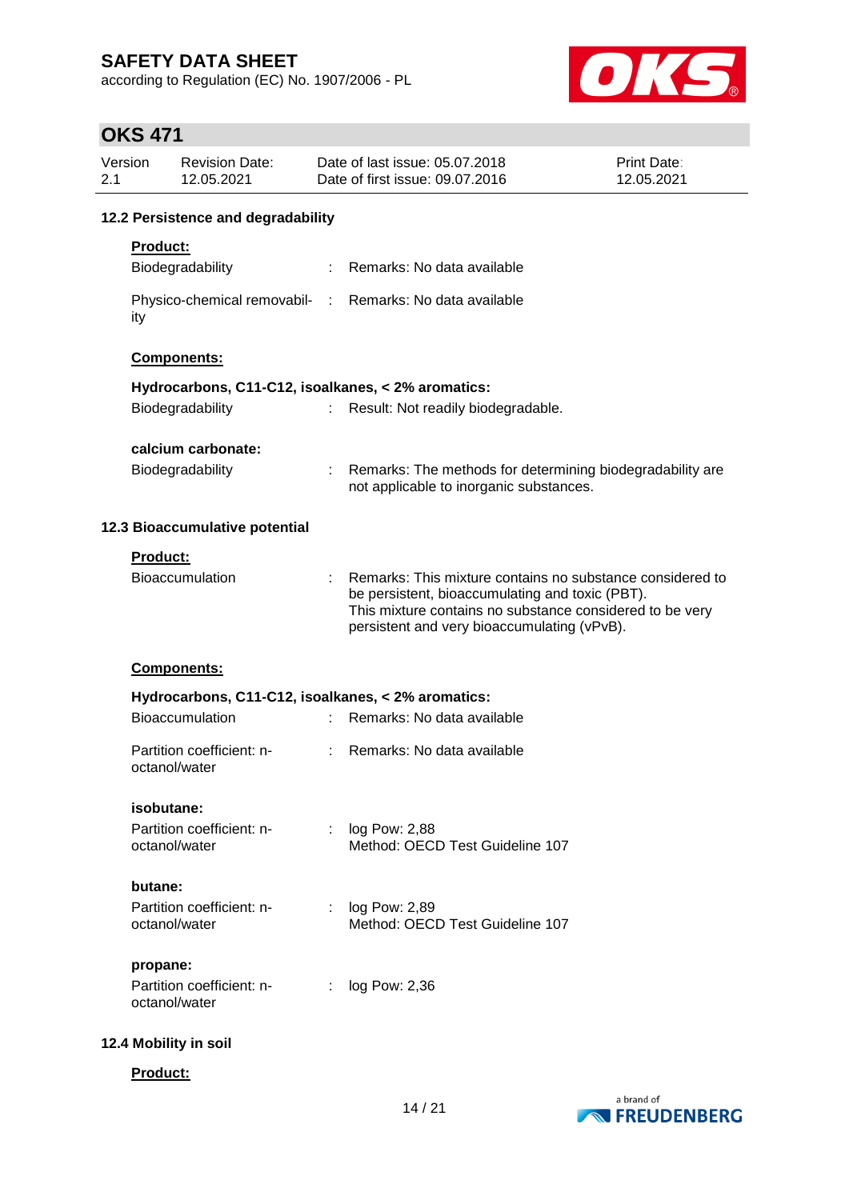### 12.2 Persistence and degradability

**Product:**

Biodegradability : Remarks: No data available

Physico-chemical removability : Remarks: No data available

**Components:**

**Hydrocarbons, C11-C12, isoalkanes, < 2% aromatics:**

Biodegradability : Result: Not readily biodegradable.

**calcium carbonate:**

Biodegradability : Remarks: The methods for determining biodegradability are not applicable to inorganic substances.

### 12.3 Bioaccumulative potential

**Product:**

Bioaccumulation : Remarks: This mixture contains no substance considered to be persistent, bioaccumulating and toxic (PBT).
This mixture contains no substance considered to be very persistent and very bioaccumulating (vPvB).

**Components:**

**Hydrocarbons, C11-C12, isoalkanes, < 2% aromatics:**

Bioaccumulation : Remarks: No data available

Partition coefficient: n-octanol/water : Remarks: No data available

**isobutane:**

Partition coefficient: n-octanol/water : log Pow: 2,88
Method: OECD Test Guideline 107

**butane:**

Partition coefficient: n-octanol/water : log Pow: 2,89
Method: OECD Test Guideline 107

**propane:**

Partition coefficient: n-octanol/water : log Pow: 2,36

### 12.4 Mobility in soil

**Product:**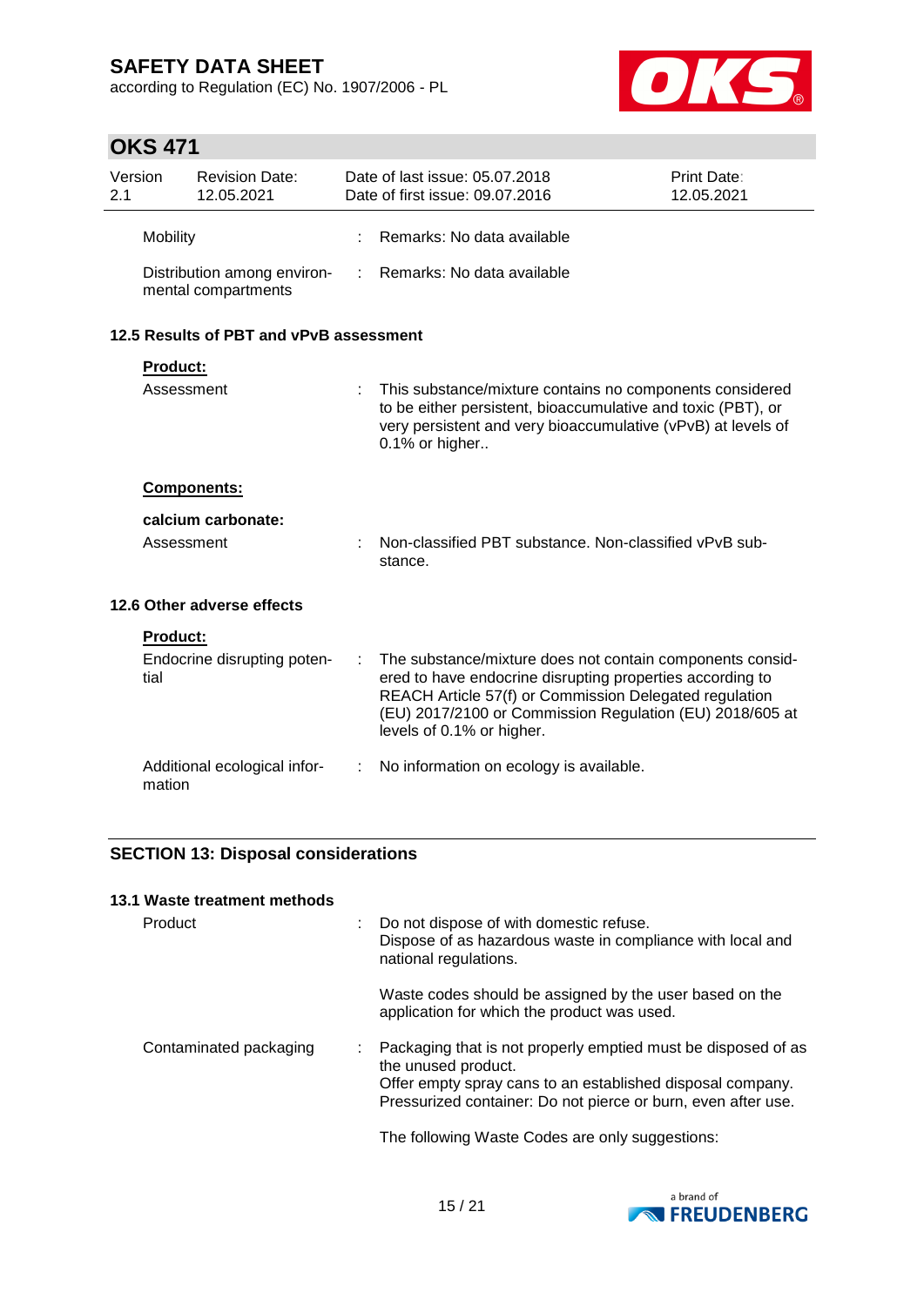| | | |
|---|---|---|
| Mobility | : | Remarks: No data available |
| Distribution among environmental compartments | : | Remarks: No data available |

### 12.5 Results of PBT and vPvB assessment

**Product:**

| | | |
|---|---|---|
| Assessment | : | This substance/mixture contains no components considered to be either persistent, bioaccumulative and toxic (PBT), or very persistent and very bioaccumulative (vPvB) at levels of 0.1% or higher.. |

**Components:**

**calcium carbonate:**

| | | |
|---|---|---|
| Assessment | : | Non-classified PBT substance. Non-classified vPvB substance. |

### 12.6 Other adverse effects

**Product:**

| | | |
|---|---|---|
| Endocrine disrupting potential | : | The substance/mixture does not contain components considered to have endocrine disrupting properties according to REACH Article 57(f) or Commission Delegated regulation (EU) 2017/2100 or Commission Regulation (EU) 2018/605 at levels of 0.1% or higher. |
| Additional ecological information | : | No information on ecology is available. |

## SECTION 13: Disposal considerations

### 13.1 Waste treatment methods

| | | |
|---|---|---|
| Product | : | Do not dispose of with domestic refuse.<br>Dispose of as hazardous waste in compliance with local and national regulations.<br><br>Waste codes should be assigned by the user based on the application for which the product was used. |
| Contaminated packaging | : | Packaging that is not properly emptied must be disposed of as the unused product.<br>Offer empty spray cans to an established disposal company.<br>Pressurized container: Do not pierce or burn, even after use.<br><br>The following Waste Codes are only suggestions: |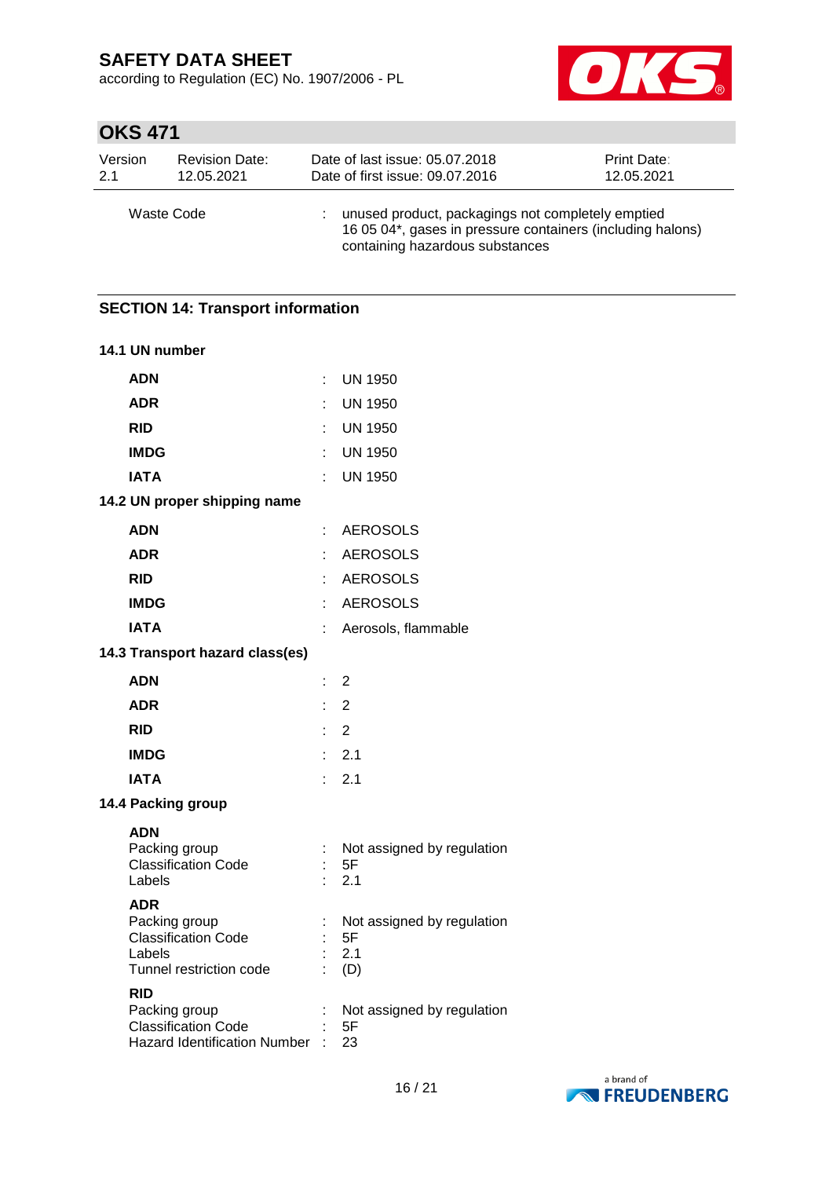| | | |
|---|---|---|
| Waste Code | : | unused product, packagings not completely emptied<br>16 05 04*, gases in pressure containers (including halons) containing hazardous substances |

## SECTION 14: Transport information

### 14.1 UN number

| | | |
|---|---|---|
| **ADN** | : | UN 1950 |
| **ADR** | : | UN 1950 |
| **RID** | : | UN 1950 |
| **IMDG** | : | UN 1950 |
| **IATA** | : | UN 1950 |

### 14.2 UN proper shipping name

| | | |
|---|---|---|
| **ADN** | : | AEROSOLS |
| **ADR** | : | AEROSOLS |
| **RID** | : | AEROSOLS |
| **IMDG** | : | AEROSOLS |
| **IATA** | : | Aerosols, flammable |

### 14.3 Transport hazard class(es)

| | | |
|---|---|---|
| **ADN** | : | 2 |
| **ADR** | : | 2 |
| **RID** | : | 2 |
| **IMDG** | : | 2.1 |
| **IATA** | : | 2.1 |

### 14.4 Packing group

**ADN**

| | | |
|---|---|---|
| Packing group | : | Not assigned by regulation |
| Classification Code | : | 5F |
| Labels | : | 2.1 |

**ADR**

| | | |
|---|---|---|
| Packing group | : | Not assigned by regulation |
| Classification Code | : | 5F |
| Labels | : | 2.1 |
| Tunnel restriction code | : | (D) |

**RID**

| | | |
|---|---|---|
| Packing group | : | Not assigned by regulation |
| Classification Code | : | 5F |
| Hazard Identification Number | : | 23 |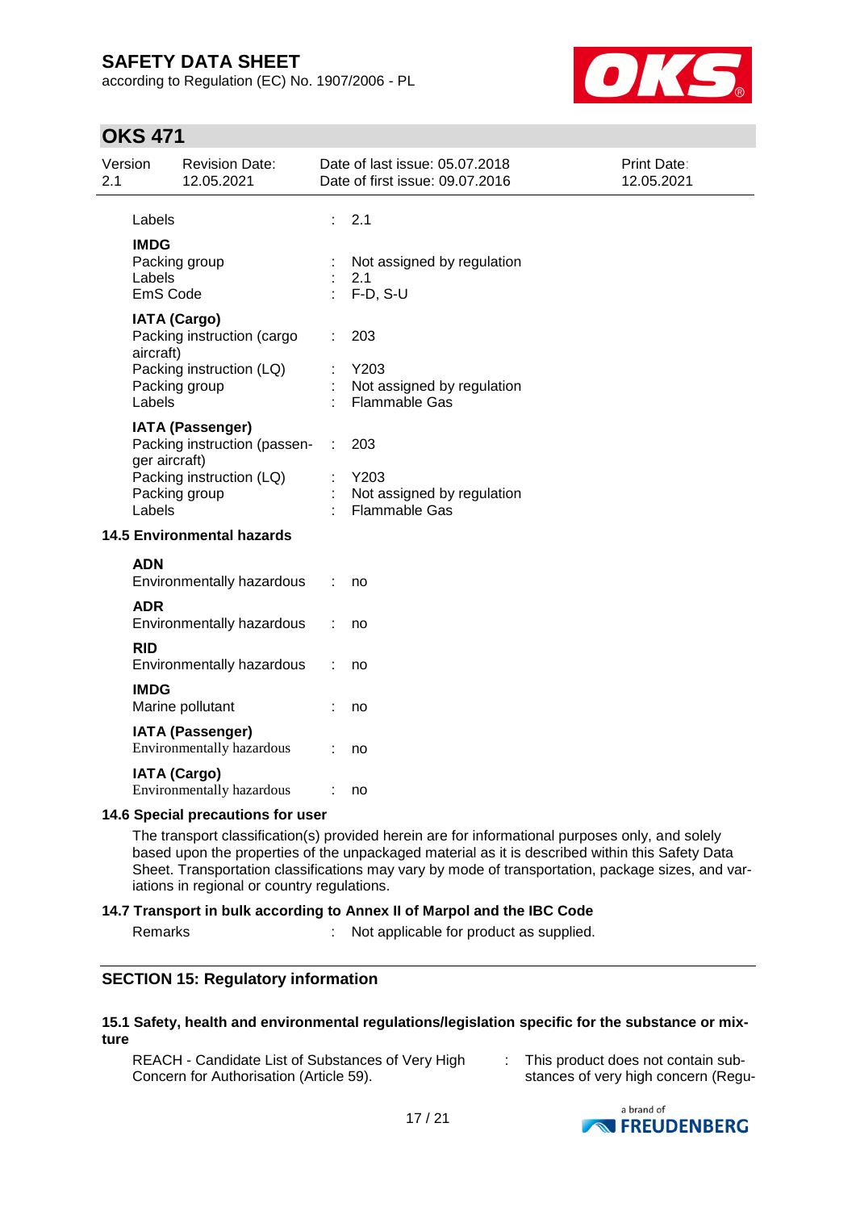| | | |
|---|---|---|
| Labels | : | 2.1 |
| **IMDG** | | |
| Packing group | : | Not assigned by regulation |
| Labels | : | 2.1 |
| EmS Code | : | F-D, S-U |
| **IATA (Cargo)** | | |
| Packing instruction (cargo aircraft) | : | 203 |
| Packing instruction (LQ) | : | Y203 |
| Packing group | : | Not assigned by regulation |
| Labels | : | Flammable Gas |
| **IATA (Passenger)** | | |
| Packing instruction (passenger aircraft) | : | 203 |
| Packing instruction (LQ) | : | Y203 |
| Packing group | : | Not assigned by regulation |
| Labels | : | Flammable Gas |

### 14.5 Environmental hazards

| | | |
|---|---|---|
| **ADN** | | |
| Environmentally hazardous | : | no |
| **ADR** | | |
| Environmentally hazardous | : | no |
| **RID** | | |
| Environmentally hazardous | : | no |
| **IMDG** | | |
| Marine pollutant | : | no |
| **IATA (Passenger)** | | |
| Environmentally hazardous | : | no |
| **IATA (Cargo)** | | |
| Environmentally hazardous | : | no |

### 14.6 Special precautions for user

The transport classification(s) provided herein are for informational purposes only, and solely based upon the properties of the unpackaged material as it is described within this Safety Data Sheet. Transportation classifications may vary by mode of transportation, package sizes, and variations in regional or country regulations.

### 14.7 Transport in bulk according to Annex II of Marpol and the IBC Code

Remarks : Not applicable for product as supplied.

## SECTION 15: Regulatory information

### 15.1 Safety, health and environmental regulations/legislation specific for the substance or mixture

REACH - Candidate List of Substances of Very High Concern for Authorisation (Article 59). : This product does not contain substances of very high concern (Regu-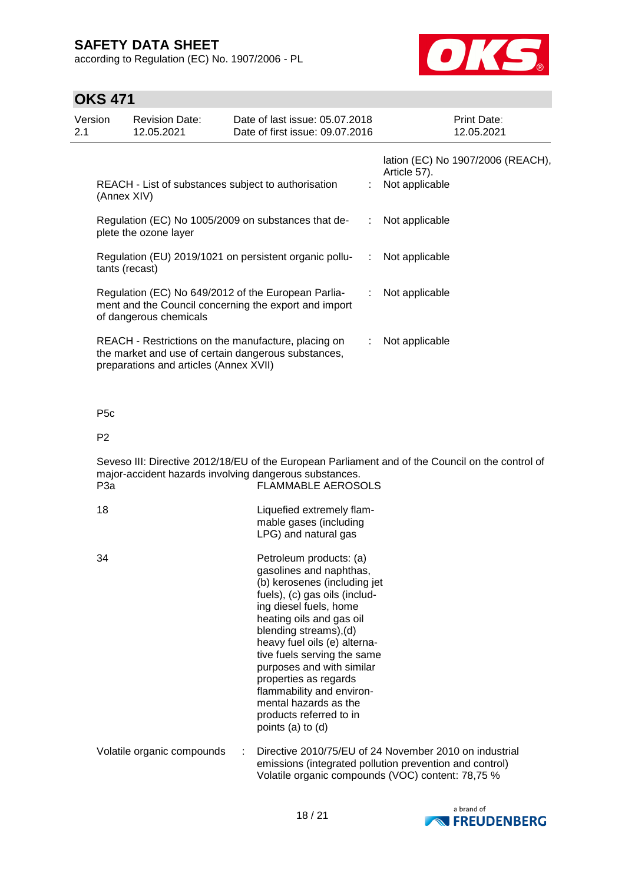| | | |
|---|---|---|
| | | lation (EC) No 1907/2006 (REACH), Article 57). |
| REACH - List of substances subject to authorisation (Annex XIV) | : | Not applicable |
| Regulation (EC) No 1005/2009 on substances that deplete the ozone layer | : | Not applicable |
| Regulation (EU) 2019/1021 on persistent organic pollutants (recast) | : | Not applicable |
| Regulation (EC) No 649/2012 of the European Parliament and the Council concerning the export and import of dangerous chemicals | : | Not applicable |
| REACH - Restrictions on the manufacture, placing on the market and use of certain dangerous substances, preparations and articles (Annex XVII) | : | Not applicable |

P5c

P2

Seveso III: Directive 2012/18/EU of the European Parliament and of the Council on the control of major-accident hazards involving dangerous substances.

| | |
|---|---|
| P3a | FLAMMABLE AEROSOLS |
| 18 | Liquefied extremely flammable gases (including LPG) and natural gas |
| 34 | Petroleum products: (a) gasolines and naphthas, (b) kerosenes (including jet fuels), (c) gas oils (including diesel fuels, home heating oils and gas oil blending streams),(d) heavy fuel oils (e) alternative fuels serving the same purposes and with similar properties as regards flammability and environmental hazards as the products referred to in points (a) to (d) |

Volatile organic compounds : Directive 2010/75/EU of 24 November 2010 on industrial emissions (integrated pollution prevention and control)
Volatile organic compounds (VOC) content: 78,75 %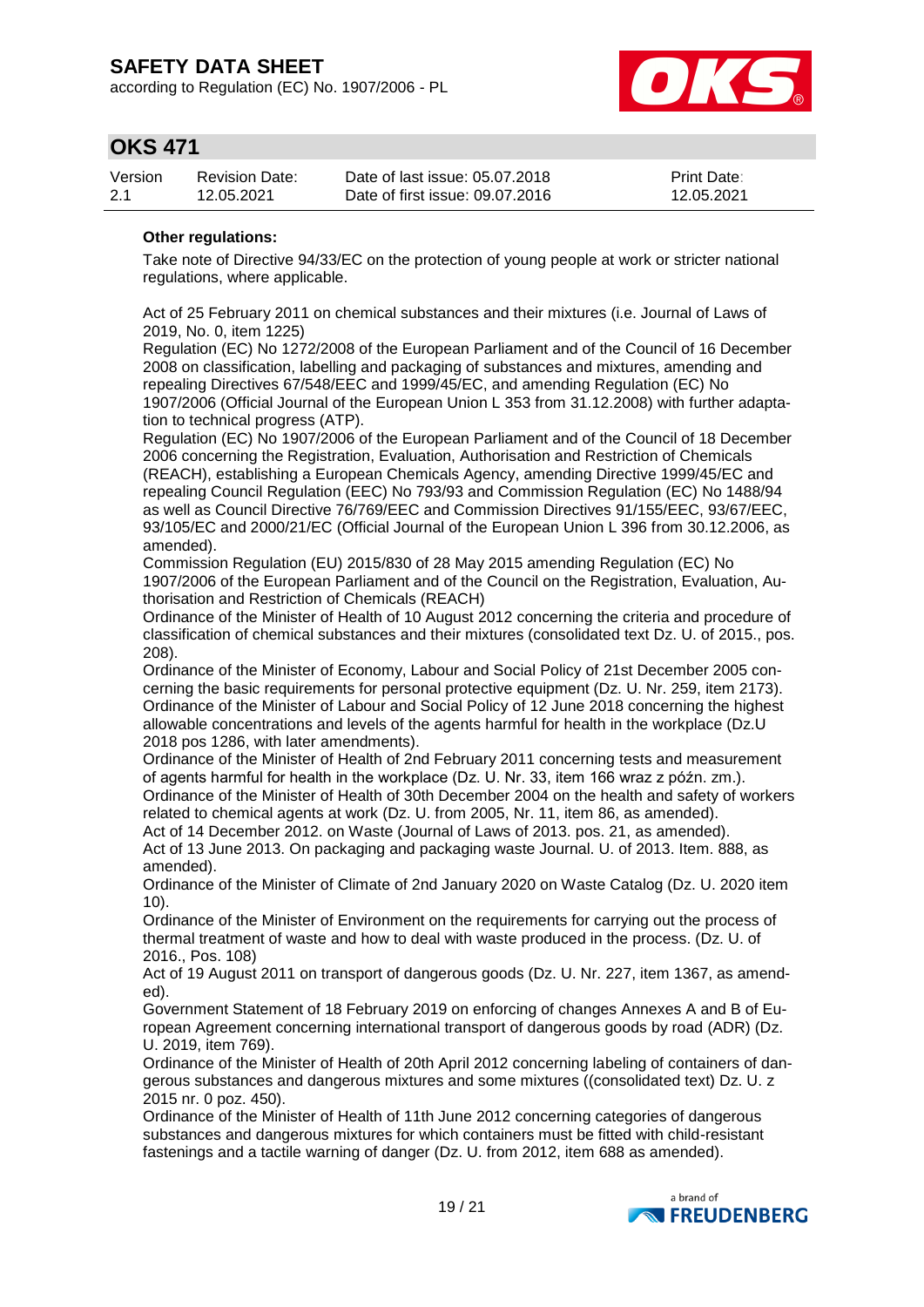**Other regulations:**

Take note of Directive 94/33/EC on the protection of young people at work or stricter national regulations, where applicable.

Act of 25 February 2011 on chemical substances and their mixtures (i.e. Journal of Laws of 2019, No. 0, item 1225)
Regulation (EC) No 1272/2008 of the European Parliament and of the Council of 16 December 2008 on classification, labelling and packaging of substances and mixtures, amending and repealing Directives 67/548/EEC and 1999/45/EC, and amending Regulation (EC) No 1907/2006 (Official Journal of the European Union L 353 from 31.12.2008) with further adaptation to technical progress (ATP).
Regulation (EC) No 1907/2006 of the European Parliament and of the Council of 18 December 2006 concerning the Registration, Evaluation, Authorisation and Restriction of Chemicals (REACH), establishing a European Chemicals Agency, amending Directive 1999/45/EC and repealing Council Regulation (EEC) No 793/93 and Commission Regulation (EC) No 1488/94 as well as Council Directive 76/769/EEC and Commission Directives 91/155/EEC, 93/67/EEC, 93/105/EC and 2000/21/EC (Official Journal of the European Union L 396 from 30.12.2006, as amended).
Commission Regulation (EU) 2015/830 of 28 May 2015 amending Regulation (EC) No 1907/2006 of the European Parliament and of the Council on the Registration, Evaluation, Authorisation and Restriction of Chemicals (REACH)
Ordinance of the Minister of Health of 10 August 2012 concerning the criteria and procedure of classification of chemical substances and their mixtures (consolidated text Dz. U. of 2015., pos. 208).
Ordinance of the Minister of Economy, Labour and Social Policy of 21st December 2005 concerning the basic requirements for personal protective equipment (Dz. U. Nr. 259, item 2173).
Ordinance of the Minister of Labour and Social Policy of 12 June 2018 concerning the highest allowable concentrations and levels of the agents harmful for health in the workplace (Dz.U 2018 pos 1286, with later amendments).
Ordinance of the Minister of Health of 2nd February 2011 concerning tests and measurement of agents harmful for health in the workplace (Dz. U. Nr. 33, item 166 wraz z późn. zm.).
Ordinance of the Minister of Health of 30th December 2004 on the health and safety of workers related to chemical agents at work (Dz. U. from 2005, Nr. 11, item 86, as amended).
Act of 14 December 2012. on Waste (Journal of Laws of 2013. pos. 21, as amended).
Act of 13 June 2013. On packaging and packaging waste Journal. U. of 2013. Item. 888, as amended).
Ordinance of the Minister of Climate of 2nd January 2020 on Waste Catalog (Dz. U. 2020 item 10).
Ordinance of the Minister of Environment on the requirements for carrying out the process of thermal treatment of waste and how to deal with waste produced in the process. (Dz. U. of 2016., Pos. 108)
Act of 19 August 2011 on transport of dangerous goods (Dz. U. Nr. 227, item 1367, as amended).
Government Statement of 18 February 2019 on enforcing of changes Annexes A and B of European Agreement concerning international transport of dangerous goods by road (ADR) (Dz. U. 2019, item 769).
Ordinance of the Minister of Health of 20th April 2012 concerning labeling of containers of dangerous substances and dangerous mixtures and some mixtures ((consolidated text) Dz. U. z 2015 nr. 0 poz. 450).
Ordinance of the Minister of Health of 11th June 2012 concerning categories of dangerous substances and dangerous mixtures for which containers must be fitted with child-resistant fastenings and a tactile warning of danger (Dz. U. from 2012, item 688 as amended).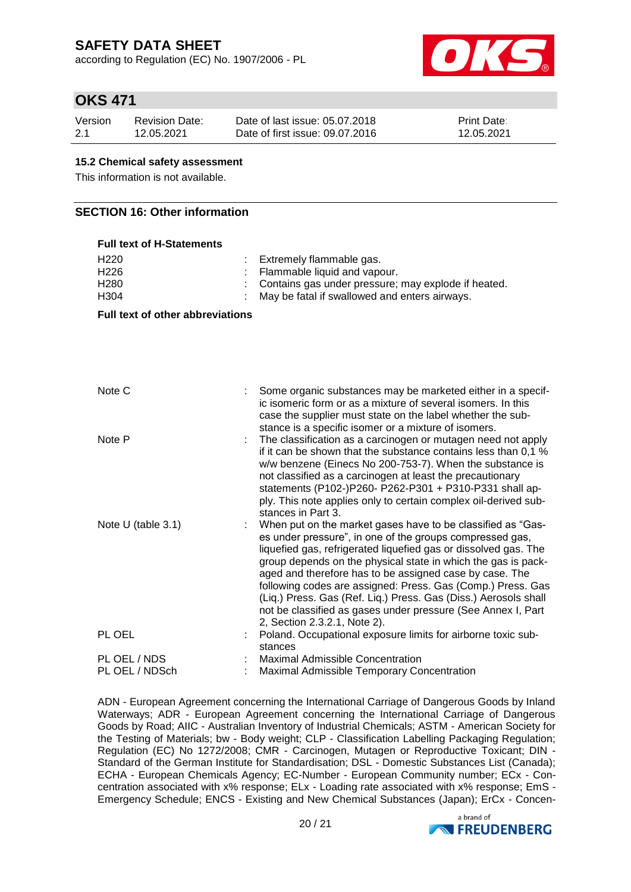#### 15.2 Chemical safety assessment

This information is not available.

## SECTION 16: Other information

**Full text of H-Statements**

| | | |
|---|---|---|
| H220 | : | Extremely flammable gas. |
| H226 | : | Flammable liquid and vapour. |
| H280 | : | Contains gas under pressure; may explode if heated. |
| H304 | : | May be fatal if swallowed and enters airways. |

**Full text of other abbreviations**

| | | |
|---|---|---|
| Note C | : | Some organic substances may be marketed either in a specific isomeric form or as a mixture of several isomers. In this case the supplier must state on the label whether the substance is a specific isomer or a mixture of isomers. |
| Note P | : | The classification as a carcinogen or mutagen need not apply if it can be shown that the substance contains less than 0,1 % w/w benzene (Einecs No 200-753-7). When the substance is not classified as a carcinogen at least the precautionary statements (P102-)P260- P262-P301 + P310-P331 shall apply. This note applies only to certain complex oil-derived substances in Part 3. |
| Note U (table 3.1) | : | When put on the market gases have to be classified as "Gases under pressure", in one of the groups compressed gas, liquefied gas, refrigerated liquefied gas or dissolved gas. The group depends on the physical state in which the gas is packaged and therefore has to be assigned case by case. The following codes are assigned: Press. Gas (Comp.) Press. Gas (Liq.) Press. Gas (Ref. Liq.) Press. Gas (Diss.) Aerosols shall not be classified as gases under pressure (See Annex I, Part 2, Section 2.3.2.1, Note 2). |
| PL OEL | : | Poland. Occupational exposure limits for airborne toxic substances |
| PL OEL / NDS | : | Maximal Admissible Concentration |
| PL OEL / NDSch | : | Maximal Admissible Temporary Concentration |

ADN - European Agreement concerning the International Carriage of Dangerous Goods by Inland Waterways; ADR - European Agreement concerning the International Carriage of Dangerous Goods by Road; AIIC - Australian Inventory of Industrial Chemicals; ASTM - American Society for the Testing of Materials; bw - Body weight; CLP - Classification Labelling Packaging Regulation; Regulation (EC) No 1272/2008; CMR - Carcinogen, Mutagen or Reproductive Toxicant; DIN - Standard of the German Institute for Standardisation; DSL - Domestic Substances List (Canada); ECHA - European Chemicals Agency; EC-Number - European Community number; ECx - Concentration associated with x% response; ELx - Loading rate associated with x% response; EmS - Emergency Schedule; ENCS - Existing and New Chemical Substances (Japan); ErCx - Concen-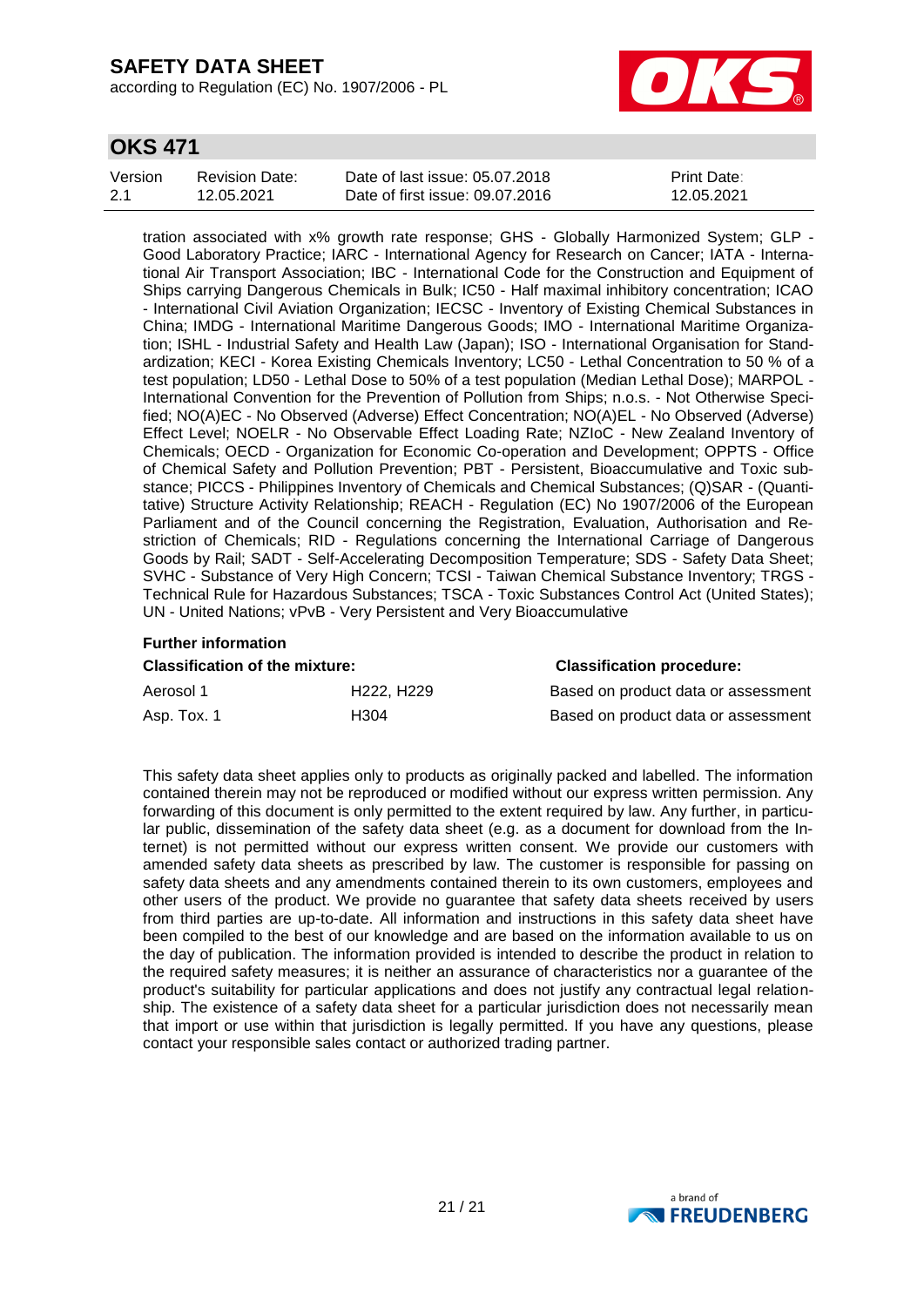tration associated with x% growth rate response; GHS - Globally Harmonized System; GLP - Good Laboratory Practice; IARC - International Agency for Research on Cancer; IATA - International Air Transport Association; IBC - International Code for the Construction and Equipment of Ships carrying Dangerous Chemicals in Bulk; IC50 - Half maximal inhibitory concentration; ICAO - International Civil Aviation Organization; IECSC - Inventory of Existing Chemical Substances in China; IMDG - International Maritime Dangerous Goods; IMO - International Maritime Organization; ISHL - Industrial Safety and Health Law (Japan); ISO - International Organisation for Standardization; KECI - Korea Existing Chemicals Inventory; LC50 - Lethal Concentration to 50 % of a test population; LD50 - Lethal Dose to 50% of a test population (Median Lethal Dose); MARPOL - International Convention for the Prevention of Pollution from Ships; n.o.s. - Not Otherwise Specified; NO(A)EC - No Observed (Adverse) Effect Concentration; NO(A)EL - No Observed (Adverse) Effect Level; NOELR - No Observable Effect Loading Rate; NZIoC - New Zealand Inventory of Chemicals; OECD - Organization for Economic Co-operation and Development; OPPTS - Office of Chemical Safety and Pollution Prevention; PBT - Persistent, Bioaccumulative and Toxic substance; PICCS - Philippines Inventory of Chemicals and Chemical Substances; (Q)SAR - (Quantitative) Structure Activity Relationship; REACH - Regulation (EC) No 1907/2006 of the European Parliament and of the Council concerning the Registration, Evaluation, Authorisation and Restriction of Chemicals; RID - Regulations concerning the International Carriage of Dangerous Goods by Rail; SADT - Self-Accelerating Decomposition Temperature; SDS - Safety Data Sheet; SVHC - Substance of Very High Concern; TCSI - Taiwan Chemical Substance Inventory; TRGS - Technical Rule for Hazardous Substances; TSCA - Toxic Substances Control Act (United States); UN - United Nations; vPvB - Very Persistent and Very Bioaccumulative

**Further information**

| Classification of the mixture: | | Classification procedure: |
|---|---|---|
| Aerosol 1 | H222, H229 | Based on product data or assessment |
| Asp. Tox. 1 | H304 | Based on product data or assessment |

This safety data sheet applies only to products as originally packed and labelled. The information contained therein may not be reproduced or modified without our express written permission. Any forwarding of this document is only permitted to the extent required by law. Any further, in particular public, dissemination of the safety data sheet (e.g. as a document for download from the Internet) is not permitted without our express written consent. We provide our customers with amended safety data sheets as prescribed by law. The customer is responsible for passing on safety data sheets and any amendments contained therein to its own customers, employees and other users of the product. We provide no guarantee that safety data sheets received by users from third parties are up-to-date. All information and instructions in this safety data sheet have been compiled to the best of our knowledge and are based on the information available to us on the day of publication. The information provided is intended to describe the product in relation to the required safety measures; it is neither an assurance of characteristics nor a guarantee of the product's suitability for particular applications and does not justify any contractual legal relationship. The existence of a safety data sheet for a particular jurisdiction does not necessarily mean that import or use within that jurisdiction is legally permitted. If you have any questions, please contact your responsible sales contact or authorized trading partner.